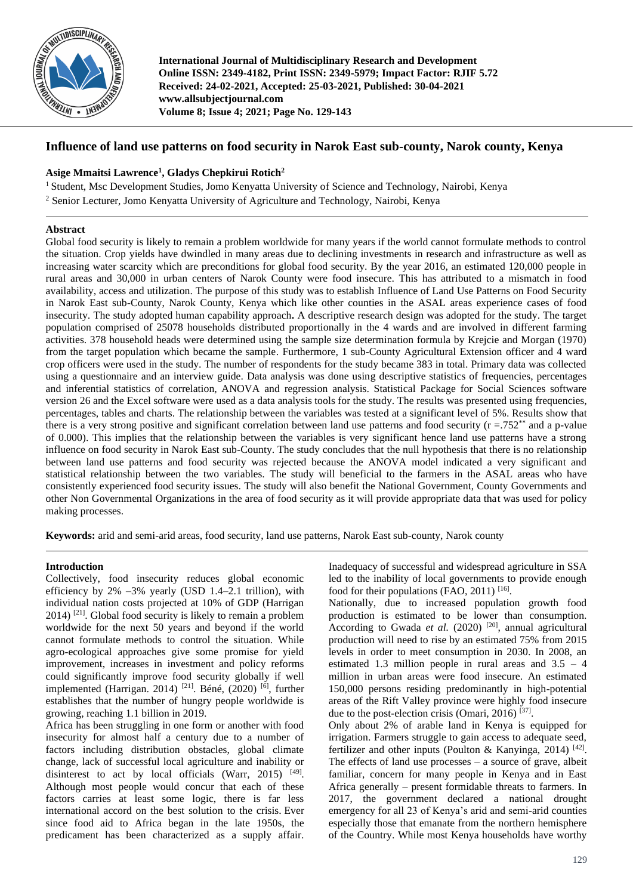# Influence of land use patterns on food security in Narok East sub-county, Narok county, Kenya

**Asige Mmaitsi Lawrence[1], Gladys Chepkirui Rotich[2]**

[1] Student, Msc Development Studies, Jomo Kenyatta University of Science and Technology, Nairobi, Kenya

[2] Senior Lecturer, Jomo Kenyatta University of Agriculture and Technology, Nairobi, Kenya

## Abstract

Global food security is likely to remain a problem worldwide for many years if the world cannot formulate methods to control the situation. Crop yields have dwindled in many areas due to declining investments in research and infrastructure as well as increasing water scarcity which are preconditions for global food security. By the year 2016, an estimated 120,000 people in rural areas and 30,000 in urban centers of Narok County were food insecure. This has attributed to a mismatch in food availability, access and utilization. The purpose of this study was to establish Influence of Land Use Patterns on Food Security in Narok East sub-County, Narok County, Kenya which like other counties in the ASAL areas experience cases of food insecurity. The study adopted human capability approach**.** A descriptive research design was adopted for the study. The target population comprised of 25078 households distributed proportionally in the 4 wards and are involved in different farming activities. 378 household heads were determined using the sample size determination formula by Krejcie and Morgan (1970) from the target population which became the sample. Furthermore, 1 sub-County Agricultural Extension officer and 4 ward crop officers were used in the study. The number of respondents for the study became 383 in total. Primary data was collected using a questionnaire and an interview guide. Data analysis was done using descriptive statistics of frequencies, percentages and inferential statistics of correlation, ANOVA and regression analysis. Statistical Package for Social Sciences software version 26 and the Excel software were used as a data analysis tools for the study. The results was presented using frequencies, percentages, tables and charts. The relationship between the variables was tested at a significant level of 5%. Results show that there is a very strong positive and significant correlation between land use patterns and food security ($r = .752^{**}$ and a p-value of 0.000). This implies that the relationship between the variables is very significant hence land use patterns have a strong influence on food security in Narok East sub-County. The study concludes that the null hypothesis that there is no relationship between land use patterns and food security was rejected because the ANOVA model indicated a very significant and statistical relationship between the two variables. The study will beneficial to the farmers in the ASAL areas who have consistently experienced food security issues. The study will also benefit the National Government, County Governments and other Non Governmental Organizations in the area of food security as it will provide appropriate data that was used for policy making processes.

**Keywords:** arid and semi-arid areas, food security, land use patterns, Narok East sub-county, Narok county

## Introduction

Collectively, food insecurity reduces global economic efficiency by 2% –3% yearly (USD 1.4–2.1 trillion), with individual nation costs projected at 10% of GDP (Harrigan 2014) [21]. Global food security is likely to remain a problem worldwide for the next 50 years and beyond if the world cannot formulate methods to control the situation. While agro-ecological approaches give some promise for yield improvement, increases in investment and policy reforms could significantly improve food security globally if well implemented (Harrigan. 2014) [21]. Béné, (2020) [6], further establishes that the number of hungry people worldwide is growing, reaching 1.1 billion in 2019.

Africa has been struggling in one form or another with food insecurity for almost half a century due to a number of factors including distribution obstacles, global climate change, lack of successful local agriculture and inability or disinterest to act by local officials (Warr, 2015) [49]. Although most people would concur that each of these factors carries at least some logic, there is far less international accord on the best solution to the crisis. Ever since food aid to Africa began in the late 1950s, the predicament has been characterized as a supply affair. Inadequacy of successful and widespread agriculture in SSA led to the inability of local governments to provide enough food for their populations (FAO, 2011) [16].

Nationally, due to increased population growth food production is estimated to be lower than consumption. According to Gwada *et al.* (2020) [20], annual agricultural production will need to rise by an estimated 75% from 2015 levels in order to meet consumption in 2030. In 2008, an estimated 1.3 million people in rural areas and 3.5 – 4 million in urban areas were food insecure. An estimated 150,000 persons residing predominantly in high-potential areas of the Rift Valley province were highly food insecure due to the post-election crisis (Omari, 2016) [37].

Only about 2% of arable land in Kenya is equipped for irrigation. Farmers struggle to gain access to adequate seed, fertilizer and other inputs (Poulton & Kanyinga, 2014) [42]. The effects of land use processes – a source of grave, albeit familiar, concern for many people in Kenya and in East Africa generally – present formidable threats to farmers. In 2017, the government declared a national drought emergency for all 23 of Kenya's arid and semi-arid counties especially those that emanate from the northern hemisphere of the Country. While most Kenya households have worthy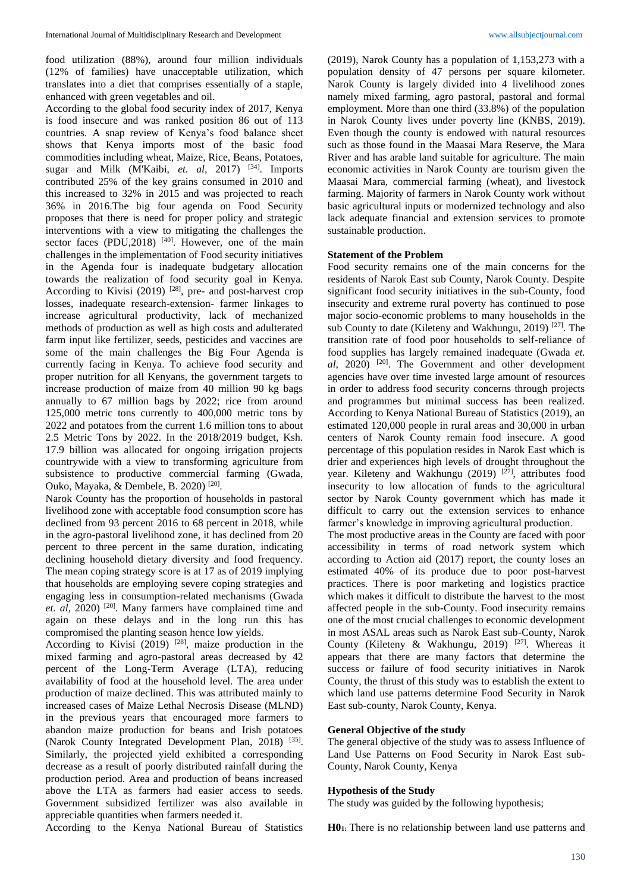food utilization (88%), around four million individuals (12% of families) have unacceptable utilization, which translates into a diet that comprises essentially of a staple, enhanced with green vegetables and oil.

According to the global food security index of 2017, Kenya is food insecure and was ranked position 86 out of 113 countries. A snap review of Kenya's food balance sheet shows that Kenya imports most of the basic food commodities including wheat, Maize, Rice, Beans, Potatoes, sugar and Milk (M'Kaibi, *et. al*, 2017) [34]. Imports contributed 25% of the key grains consumed in 2010 and this increased to 32% in 2015 and was projected to reach 36% in 2016.The big four agenda on Food Security proposes that there is need for proper policy and strategic interventions with a view to mitigating the challenges the sector faces (PDU,2018) [40]. However, one of the main challenges in the implementation of Food security initiatives in the Agenda four is inadequate budgetary allocation towards the realization of food security goal in Kenya. According to Kivisi (2019) [28], pre- and post-harvest crop losses, inadequate research-extension- farmer linkages to increase agricultural productivity, lack of mechanized methods of production as well as high costs and adulterated farm input like fertilizer, seeds, pesticides and vaccines are some of the main challenges the Big Four Agenda is currently facing in Kenya. To achieve food security and proper nutrition for all Kenyans, the government targets to increase production of maize from 40 million 90 kg bags annually to 67 million bags by 2022; rice from around 125,000 metric tons currently to 400,000 metric tons by 2022 and potatoes from the current 1.6 million tons to about 2.5 Metric Tons by 2022. In the 2018/2019 budget, Ksh. 17.9 billion was allocated for ongoing irrigation projects countrywide with a view to transforming agriculture from subsistence to productive commercial farming (Gwada, Ouko, Mayaka, & Dembele, B. 2020) [20].

Narok County has the proportion of households in pastoral livelihood zone with acceptable food consumption score has declined from 93 percent 2016 to 68 percent in 2018, while in the agro-pastoral livelihood zone, it has declined from 20 percent to three percent in the same duration, indicating declining household dietary diversity and food frequency. The mean coping strategy score is at 17 as of 2019 implying that households are employing severe coping strategies and engaging less in consumption-related mechanisms (Gwada *et. al*, 2020) [20]. Many farmers have complained time and again on these delays and in the long run this has compromised the planting season hence low yields.

According to Kivisi (2019) [28], maize production in the mixed farming and agro-pastoral areas decreased by 42 percent of the Long-Term Average (LTA), reducing availability of food at the household level. The area under production of maize declined. This was attributed mainly to increased cases of Maize Lethal Necrosis Disease (MLND) in the previous years that encouraged more farmers to abandon maize production for beans and Irish potatoes (Narok County Integrated Development Plan, 2018) [35]. Similarly, the projected yield exhibited a corresponding decrease as a result of poorly distributed rainfall during the production period. Area and production of beans increased above the LTA as farmers had easier access to seeds. Government subsidized fertilizer was also available in appreciable quantities when farmers needed it.

According to the Kenya National Bureau of Statistics (2019), Narok County has a population of 1,153,273 with a population density of 47 persons per square kilometer. Narok County is largely divided into 4 livelihood zones namely mixed farming, agro pastoral, pastoral and formal employment. More than one third (33.8%) of the population in Narok County lives under poverty line (KNBS, 2019). Even though the county is endowed with natural resources such as those found in the Maasai Mara Reserve, the Mara River and has arable land suitable for agriculture. The main economic activities in Narok County are tourism given the Maasai Mara, commercial farming (wheat), and livestock farming. Majority of farmers in Narok County work without basic agricultural inputs or modernized technology and also lack adequate financial and extension services to promote sustainable production.

### Statement of the Problem

Food security remains one of the main concerns for the residents of Narok East sub County, Narok County. Despite significant food security initiatives in the sub-County, food insecurity and extreme rural poverty has continued to pose major socio-economic problems to many households in the sub County to date (Kileteny and Wakhungu, 2019) [27]. The transition rate of food poor households to self-reliance of food supplies has largely remained inadequate (Gwada *et. al*, 2020) [20]. The Government and other development agencies have over time invested large amount of resources in order to address food security concerns through projects and programmes but minimal success has been realized. According to Kenya National Bureau of Statistics (2019), an estimated 120,000 people in rural areas and 30,000 in urban centers of Narok County remain food insecure. A good percentage of this population resides in Narok East which is drier and experiences high levels of drought throughout the year. Kileteny and Wakhungu (2019) [27], attributes food insecurity to low allocation of funds to the agricultural sector by Narok County government which has made it difficult to carry out the extension services to enhance farmer's knowledge in improving agricultural production.

The most productive areas in the County are faced with poor accessibility in terms of road network system which according to Action aid (2017) report, the county loses an estimated 40% of its produce due to poor post-harvest practices. There is poor marketing and logistics practice which makes it difficult to distribute the harvest to the most affected people in the sub-County. Food insecurity remains one of the most crucial challenges to economic development in most ASAL areas such as Narok East sub-County, Narok County (Kileteny & Wakhungu, 2019) [27]. Whereas it appears that there are many factors that determine the success or failure of food security initiatives in Narok County, the thrust of this study was to establish the extent to which land use patterns determine Food Security in Narok East sub-county, Narok County, Kenya.

### General Objective of the study

The general objective of the study was to assess Influence of Land Use Patterns on Food Security in Narok East sub-County, Narok County, Kenya

### Hypothesis of the Study

The study was guided by the following hypothesis;

**$H0_1$**: There is no relationship between land use patterns and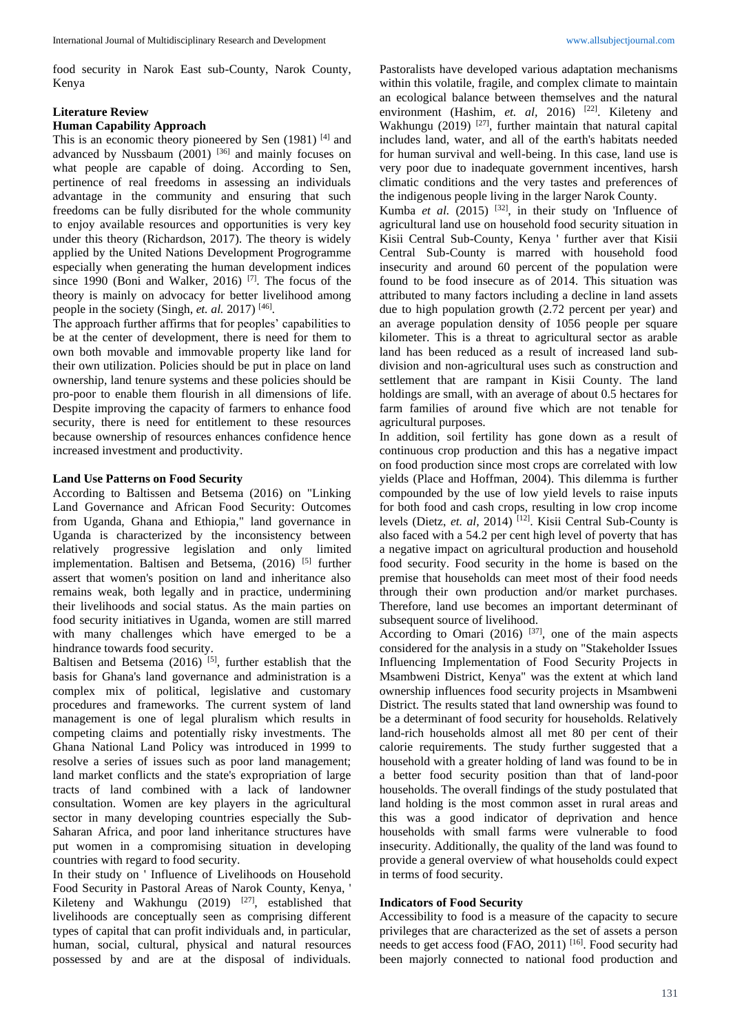food security in Narok East sub-County, Narok County, Kenya

## Literature Review

### Human Capability Approach

This is an economic theory pioneered by Sen (1981) [4] and advanced by Nussbaum (2001) [36] and mainly focuses on what people are capable of doing. According to Sen, pertinence of real freedoms in assessing an individuals advantage in the community and ensuring that such freedoms can be fully disributed for the whole community to enjoy available resources and opportunities is very key under this theory (Richardson, 2017). The theory is widely applied by the United Nations Development Progrogramme especially when generating the human development indices since 1990 (Boni and Walker, 2016) [7]. The focus of the theory is mainly on advocacy for better livelihood among people in the society (Singh, *et. al.* 2017) [46].

The approach further affirms that for peoples' capabilities to be at the center of development, there is need for them to own both movable and immovable property like land for their own utilization. Policies should be put in place on land ownership, land tenure systems and these policies should be pro-poor to enable them flourish in all dimensions of life. Despite improving the capacity of farmers to enhance food security, there is need for entitlement to these resources because ownership of resources enhances confidence hence increased investment and productivity.

### Land Use Patterns on Food Security

According to Baltissen and Betsema (2016) on "Linking Land Governance and African Food Security: Outcomes from Uganda, Ghana and Ethiopia," land governance in Uganda is characterized by the inconsistency between relatively progressive legislation and only limited implementation. Baltisen and Betsema, (2016) [5] further assert that women's position on land and inheritance also remains weak, both legally and in practice, undermining their livelihoods and social status. As the main parties on food security initiatives in Uganda, women are still marred with many challenges which have emerged to be a hindrance towards food security.

Baltisen and Betsema (2016) [5], further establish that the basis for Ghana's land governance and administration is a complex mix of political, legislative and customary procedures and frameworks. The current system of land management is one of legal pluralism which results in competing claims and potentially risky investments. The Ghana National Land Policy was introduced in 1999 to resolve a series of issues such as poor land management; land market conflicts and the state's expropriation of large tracts of land combined with a lack of landowner consultation. Women are key players in the agricultural sector in many developing countries especially the Sub-Saharan Africa, and poor land inheritance structures have put women in a compromising situation in developing countries with regard to food security.

In their study on ' Influence of Livelihoods on Household Food Security in Pastoral Areas of Narok County, Kenya, ' Kileteny and Wakhungu (2019) [27], established that livelihoods are conceptually seen as comprising different types of capital that can profit individuals and, in particular, human, social, cultural, physical and natural resources possessed by and are at the disposal of individuals. Pastoralists have developed various adaptation mechanisms within this volatile, fragile, and complex climate to maintain an ecological balance between themselves and the natural environment (Hashim, *et. al,* 2016) [22]. Kileteny and Wakhungu (2019) [27], further maintain that natural capital includes land, water, and all of the earth's habitats needed for human survival and well-being. In this case, land use is very poor due to inadequate government incentives, harsh climatic conditions and the very tastes and preferences of the indigenous people living in the larger Narok County.

Kumba *et al.* (2015) [32], in their study on 'Influence of agricultural land use on household food security situation in Kisii Central Sub-County, Kenya ' further aver that Kisii Central Sub-County is marred with household food insecurity and around 60 percent of the population were found to be food insecure as of 2014. This situation was attributed to many factors including a decline in land assets due to high population growth (2.72 percent per year) and an average population density of 1056 people per square kilometer. This is a threat to agricultural sector as arable land has been reduced as a result of increased land sub-division and non-agricultural uses such as construction and settlement that are rampant in Kisii County. The land holdings are small, with an average of about 0.5 hectares for farm families of around five which are not tenable for agricultural purposes.

In addition, soil fertility has gone down as a result of continuous crop production and this has a negative impact on food production since most crops are correlated with low yields (Place and Hoffman, 2004). This dilemma is further compounded by the use of low yield levels to raise inputs for both food and cash crops, resulting in low crop income levels (Dietz, *et. al,* 2014) [12]. Kisii Central Sub-County is also faced with a 54.2 per cent high level of poverty that has a negative impact on agricultural production and household food security. Food security in the home is based on the premise that households can meet most of their food needs through their own production and/or market purchases. Therefore, land use becomes an important determinant of subsequent source of livelihood.

According to Omari (2016) [37], one of the main aspects considered for the analysis in a study on "Stakeholder Issues Influencing Implementation of Food Security Projects in Msambweni District, Kenya" was the extent at which land ownership influences food security projects in Msambweni District. The results stated that land ownership was found to be a determinant of food security for households. Relatively land-rich households almost all met 80 per cent of their calorie requirements. The study further suggested that a household with a greater holding of land was found to be in a better food security position than that of land-poor households. The overall findings of the study postulated that land holding is the most common asset in rural areas and this was a good indicator of deprivation and hence households with small farms were vulnerable to food insecurity. Additionally, the quality of the land was found to provide a general overview of what households could expect in terms of food security.

### Indicators of Food Security

Accessibility to food is a measure of the capacity to secure privileges that are characterized as the set of assets a person needs to get access food (FAO, 2011) [16]. Food security had been majorly connected to national food production and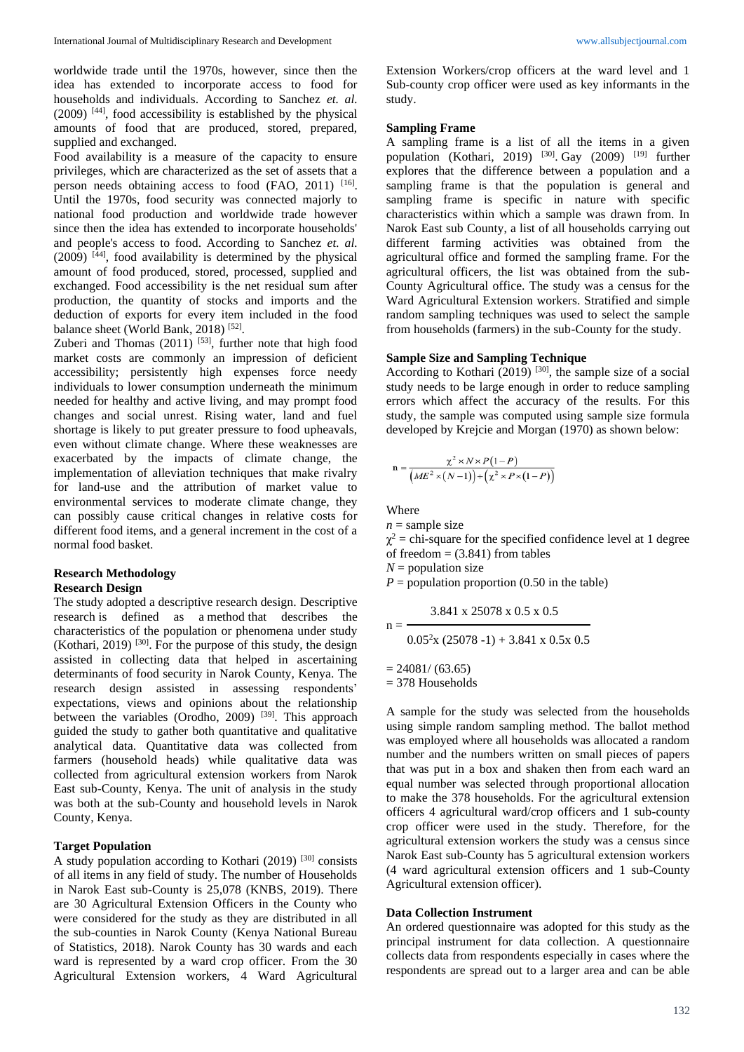worldwide trade until the 1970s, however, since then the idea has extended to incorporate access to food for households and individuals. According to Sanchez *et. al.* (2009) [44], food accessibility is established by the physical amounts of food that are produced, stored, prepared, supplied and exchanged.

Food availability is a measure of the capacity to ensure privileges, which are characterized as the set of assets that a person needs obtaining access to food (FAO, 2011) [16]. Until the 1970s, food security was connected majorly to national food production and worldwide trade however since then the idea has extended to incorporate households' and people's access to food. According to Sanchez *et. al.* (2009) [44], food availability is determined by the physical amount of food produced, stored, processed, supplied and exchanged. Food accessibility is the net residual sum after production, the quantity of stocks and imports and the deduction of exports for every item included in the food balance sheet (World Bank, 2018) [52].

Zuberi and Thomas (2011) [53], further note that high food market costs are commonly an impression of deficient accessibility; persistently high expenses force needy individuals to lower consumption underneath the minimum needed for healthy and active living, and may prompt food changes and social unrest. Rising water, land and fuel shortage is likely to put greater pressure to food upheavals, even without climate change. Where these weaknesses are exacerbated by the impacts of climate change, the implementation of alleviation techniques that make rivalry for land-use and the attribution of market value to environmental services to moderate climate change, they can possibly cause critical changes in relative costs for different food items, and a general increment in the cost of a normal food basket.

## Research Methodology

### Research Design

The study adopted a descriptive research design. Descriptive research is defined as a method that describes the characteristics of the population or phenomena under study (Kothari, 2019) [30]. For the purpose of this study, the design assisted in collecting data that helped in ascertaining determinants of food security in Narok County, Kenya. The research design assisted in assessing respondents' expectations, views and opinions about the relationship between the variables (Orodho, 2009) [39]. This approach guided the study to gather both quantitative and qualitative analytical data. Quantitative data was collected from farmers (household heads) while qualitative data was collected from agricultural extension workers from Narok East sub-County, Kenya. The unit of analysis in the study was both at the sub-County and household levels in Narok County, Kenya.

### Target Population

A study population according to Kothari (2019) [30] consists of all items in any field of study. The number of Households in Narok East sub-County is 25,078 (KNBS, 2019). There are 30 Agricultural Extension Officers in the County who were considered for the study as they are distributed in all the sub-counties in Narok County (Kenya National Bureau of Statistics, 2018). Narok County has 30 wards and each ward is represented by a ward crop officer. From the 30 Agricultural Extension workers, 4 Ward Agricultural Extension Workers/crop officers at the ward level and 1 Sub-county crop officer were used as key informants in the study.

### Sampling Frame

A sampling frame is a list of all the items in a given population (Kothari, 2019) [30]. Gay (2009) [19] further explores that the difference between a population and a sampling frame is that the population is general and sampling frame is specific in nature with specific characteristics within which a sample was drawn from. In Narok East sub County, a list of all households carrying out different farming activities was obtained from the agricultural office and formed the sampling frame. For the agricultural officers, the list was obtained from the sub-County Agricultural office. The study was a census for the Ward Agricultural Extension workers. Stratified and simple random sampling techniques was used to select the sample from households (farmers) in the sub-County for the study.

### Sample Size and Sampling Technique

According to Kothari (2019) [30], the sample size of a social study needs to be large enough in order to reduce sampling errors which affect the accuracy of the results. For this study, the sample was computed using sample size formula developed by Krejcie and Morgan (1970) as shown below:

$$n = \frac{\chi^2 \times N \times P(1-P)}{\left(ME^2 \times (N-1)\right) + \left(\chi^2 \times P \times (1-P)\right)}$$

Where

$n$ = sample size

$\chi^2$ = chi-square for the specified confidence level at 1 degree of freedom = (3.841) from tables

$N$ = population size

$P$ = population proportion (0.50 in the table)

$$n = \frac{3.841 \text{ x } 25078 \text{ x } 0.5 \text{ x } 0.5}{0.05^2 \text{x } (25078 - 1) + 3.841 \text{ x } 0.5 \text{x } 0.5}$$

$= 24081/ (63.65)$

$= 378$ Households

A sample for the study was selected from the households using simple random sampling method. The ballot method was employed where all households was allocated a random number and the numbers written on small pieces of papers that was put in a box and shaken then from each ward an equal number was selected through proportional allocation to make the 378 households. For the agricultural extension officers 4 agricultural ward/crop officers and 1 sub-county crop officer were used in the study. Therefore, for the agricultural extension workers the study was a census since Narok East sub-County has 5 agricultural extension workers (4 ward agricultural extension officers and 1 sub-County Agricultural extension officer).

### Data Collection Instrument

An ordered questionnaire was adopted for this study as the principal instrument for data collection. A questionnaire collects data from respondents especially in cases where the respondents are spread out to a larger area and can be able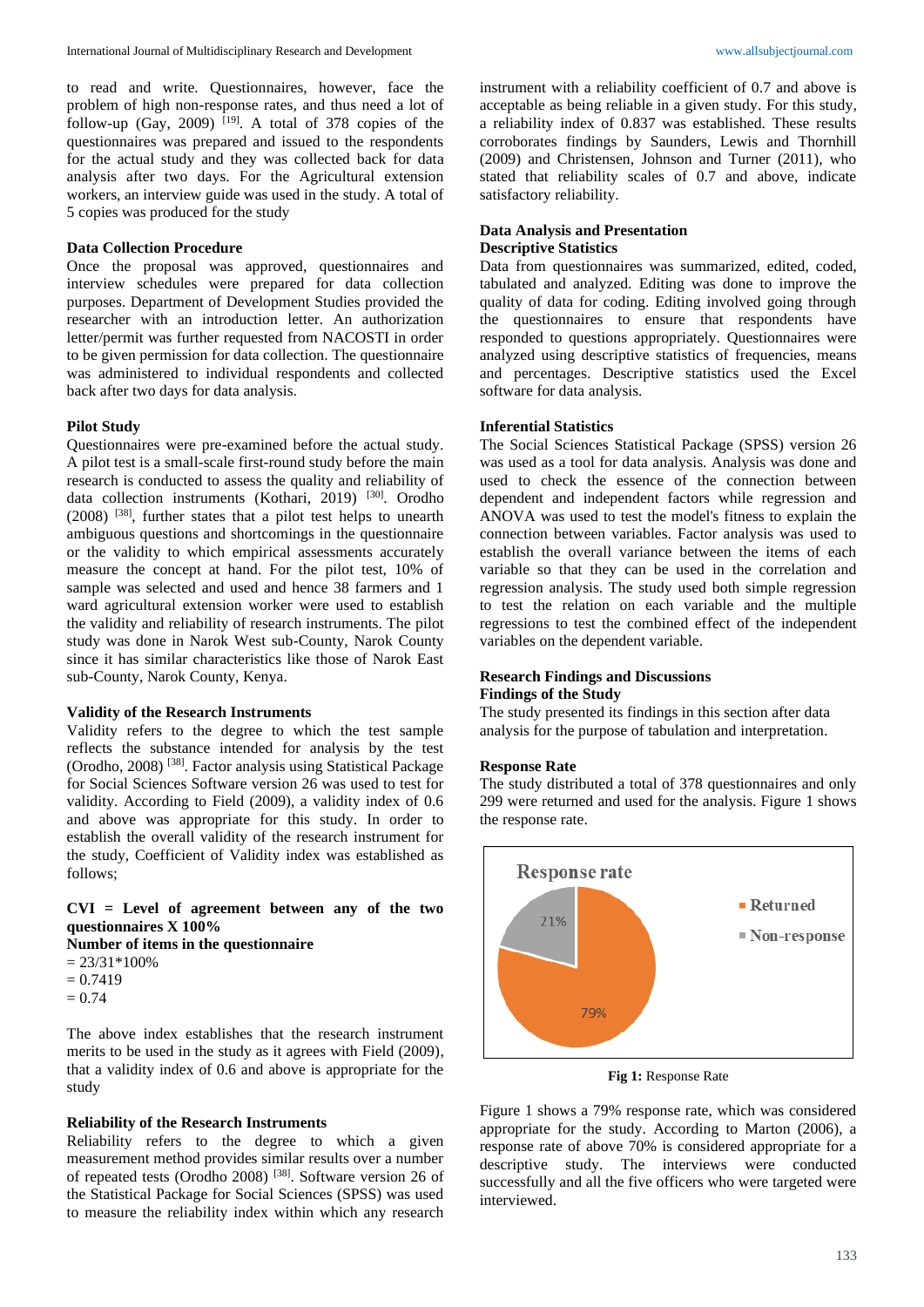to read and write. Questionnaires, however, face the problem of high non-response rates, and thus need a lot of follow-up (Gay, 2009) [19]. A total of 378 copies of the questionnaires was prepared and issued to the respondents for the actual study and they was collected back for data analysis after two days. For the Agricultural extension workers, an interview guide was used in the study. A total of 5 copies was produced for the study

### Data Collection Procedure

Once the proposal was approved, questionnaires and interview schedules were prepared for data collection purposes. Department of Development Studies provided the researcher with an introduction letter. An authorization letter/permit was further requested from NACOSTI in order to be given permission for data collection. The questionnaire was administered to individual respondents and collected back after two days for data analysis.

### Pilot Study

Questionnaires were pre-examined before the actual study. A pilot test is a small-scale first-round study before the main research is conducted to assess the quality and reliability of data collection instruments (Kothari, 2019) [30]. Orodho (2008) [38], further states that a pilot test helps to unearth ambiguous questions and shortcomings in the questionnaire or the validity to which empirical assessments accurately measure the concept at hand. For the pilot test, 10% of sample was selected and used and hence 38 farmers and 1 ward agricultural extension worker were used to establish the validity and reliability of research instruments. The pilot study was done in Narok West sub-County, Narok County since it has similar characteristics like those of Narok East sub-County, Narok County, Kenya.

### Validity of the Research Instruments

Validity refers to the degree to which the test sample reflects the substance intended for analysis by the test (Orodho, 2008) [38]. Factor analysis using Statistical Package for Social Sciences Software version 26 was used to test for validity. According to Field (2009), a validity index of 0.6 and above was appropriate for this study. In order to establish the overall validity of the research instrument for the study, Coefficient of Validity index was established as follows;

**CVI = Level of agreement between any of the two questionnaires X 100%**
**Number of items in the questionnaire**

= 23/31*100%
= 0.7419
= 0.74

The above index establishes that the research instrument merits to be used in the study as it agrees with Field (2009), that a validity index of 0.6 and above is appropriate for the study

### Reliability of the Research Instruments

Reliability refers to the degree to which a given measurement method provides similar results over a number of repeated tests (Orodho 2008) [38]. Software version 26 of the Statistical Package for Social Sciences (SPSS) was used to measure the reliability index within which any research instrument with a reliability coefficient of 0.7 and above is acceptable as being reliable in a given study. For this study, a reliability index of 0.837 was established. These results corroborates findings by Saunders, Lewis and Thornhill (2009) and Christensen, Johnson and Turner (2011), who stated that reliability scales of 0.7 and above, indicate satisfactory reliability.

### Data Analysis and Presentation

### Descriptive Statistics

Data from questionnaires was summarized, edited, coded, tabulated and analyzed. Editing was done to improve the quality of data for coding. Editing involved going through the questionnaires to ensure that respondents have responded to questions appropriately. Questionnaires were analyzed using descriptive statistics of frequencies, means and percentages. Descriptive statistics used the Excel software for data analysis.

### Inferential Statistics

The Social Sciences Statistical Package (SPSS) version 26 was used as a tool for data analysis. Analysis was done and used to check the essence of the connection between dependent and independent factors while regression and ANOVA was used to test the model's fitness to explain the connection between variables. Factor analysis was used to establish the overall variance between the items of each variable so that they can be used in the correlation and regression analysis. The study used both simple regression to test the relation on each variable and the multiple regressions to test the combined effect of the independent variables on the dependent variable.

## Research Findings and Discussions

### Findings of the Study

The study presented its findings in this section after data analysis for the purpose of tabulation and interpretation.

### Response Rate

The study distributed a total of 378 questionnaires and only 299 were returned and used for the analysis. Figure 1 shows the response rate.

Response rate

- Returned: 79%
- Non-response: 21%

**Fig 1:** Response Rate

Figure 1 shows a 79% response rate, which was considered appropriate for the study. According to Marton (2006), a response rate of above 70% is considered appropriate for a descriptive study. The interviews were conducted successfully and all the five officers who were targeted were interviewed.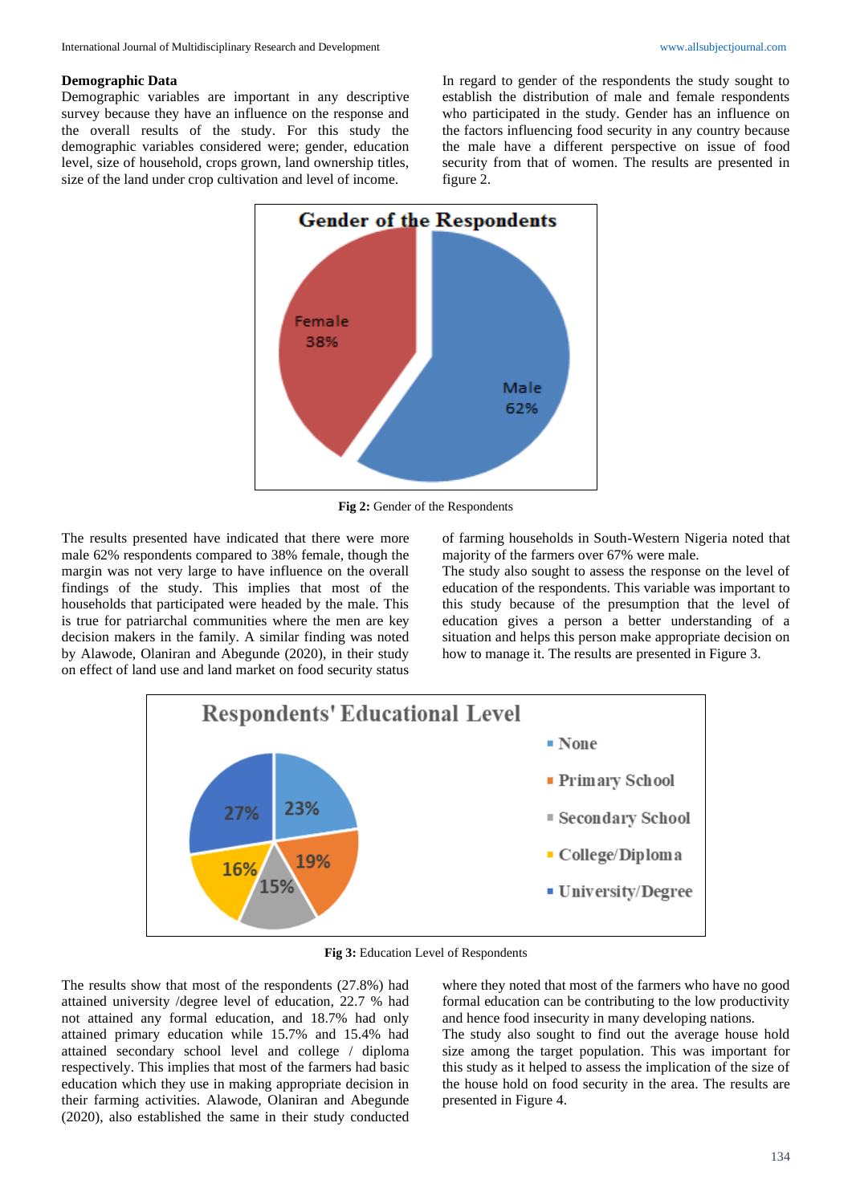**Demographic Data**

Demographic variables are important in any descriptive survey because they have an influence on the response and the overall results of the study. For this study the demographic variables considered were; gender, education level, size of household, crops grown, land ownership titles, size of the land under crop cultivation and level of income.

In regard to gender of the respondents the study sought to establish the distribution of male and female respondents who participated in the study. Gender has an influence on the factors influencing food security in any country because the male have a different perspective on issue of food security from that of women. The results are presented in figure 2.

**Fig 2:** Gender of the Respondents

The results presented have indicated that there were more male 62% respondents compared to 38% female, though the margin was not very large to have influence on the overall findings of the study. This implies that most of the households that participated were headed by the male. This is true for patriarchal communities where the men are key decision makers in the family. A similar finding was noted by Alawode, Olaniran and Abegunde (2020), in their study on effect of land use and land market on food security status of farming households in South-Western Nigeria noted that majority of the farmers over 67% were male.

The study also sought to assess the response on the level of education of the respondents. This variable was important to this study because of the presumption that the level of education gives a person a better understanding of a situation and helps this person make appropriate decision on how to manage it. The results are presented in Figure 3.

**Fig 3:** Education Level of Respondents

The results show that most of the respondents (27.8%) had attained university /degree level of education, 22.7 % had not attained any formal education, and 18.7% had only attained primary education while 15.7% and 15.4% had attained secondary school level and college / diploma respectively. This implies that most of the farmers had basic education which they use in making appropriate decision in their farming activities. Alawode, Olaniran and Abegunde (2020), also established the same in their study conducted where they noted that most of the farmers who have no good formal education can be contributing to the low productivity and hence food insecurity in many developing nations.

The study also sought to find out the average house hold size among the target population. This was important for this study as it helped to assess the implication of the size of the house hold on food security in the area. The results are presented in Figure 4.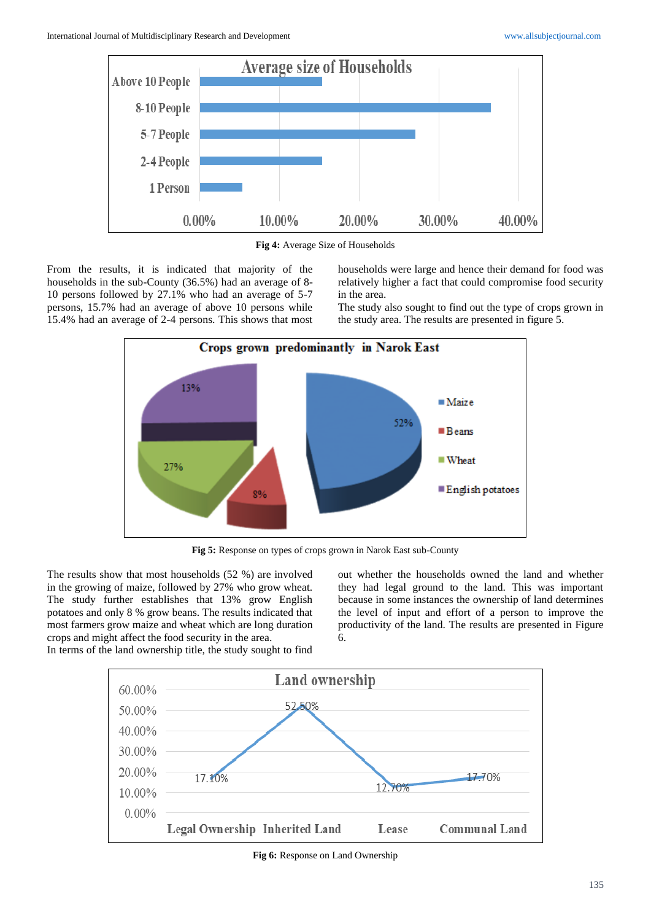Fig 4: Average Size of Households

From the results, it is indicated that majority of the households in the sub-County (36.5%) had an average of 8-10 persons followed by 27.1% who had an average of 5-7 persons, 15.7% had an average of above 10 persons while 15.4% had an average of 2-4 persons. This shows that most households were large and hence their demand for food was relatively higher a fact that could compromise food security in the area.

The study also sought to find out the type of crops grown in the study area. The results are presented in figure 5.

**Fig 5:** Response on types of crops grown in Narok East sub-County

The results show that most households (52 %) are involved in the growing of maize, followed by 27% who grow wheat. The study further establishes that 13% grow English potatoes and only 8 % grow beans. The results indicated that most farmers grow maize and wheat which are long duration crops and might affect the food security in the area.

In terms of the land ownership title, the study sought to find out whether the households owned the land and whether they had legal ground to the land. This was important because in some instances the ownership of land determines the level of input and effort of a person to improve the productivity of the land. The results are presented in Figure 6.

**Fig 6:** Response on Land Ownership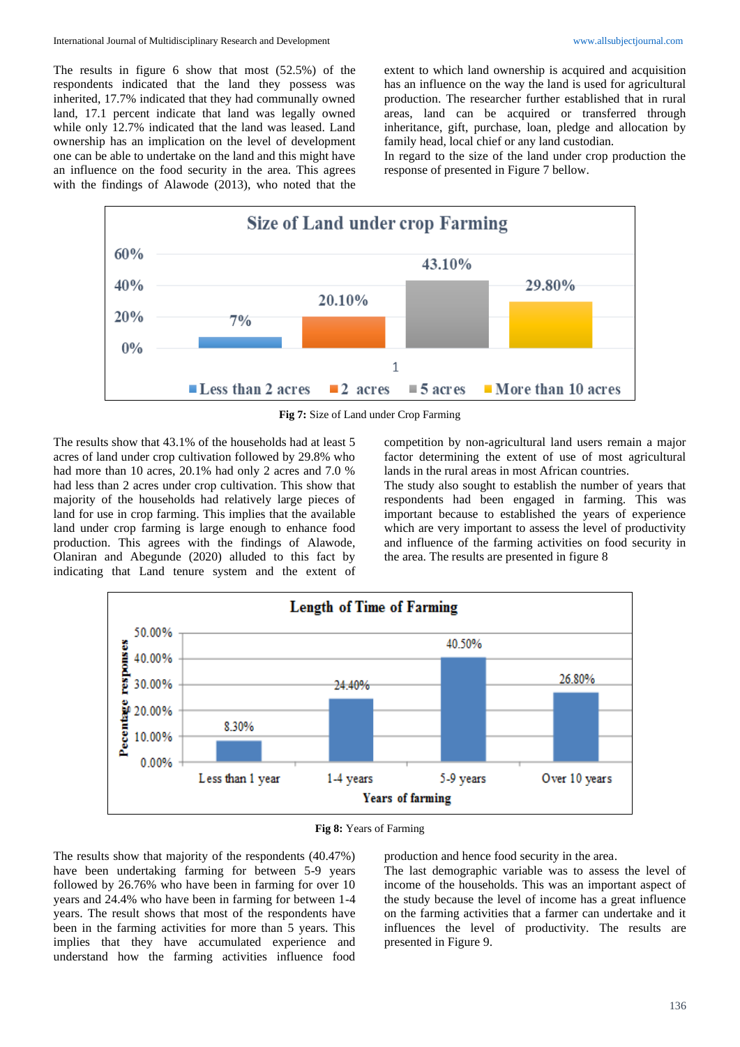The results in figure 6 show that most (52.5%) of the respondents indicated that the land they possess was inherited, 17.7% indicated that they had communally owned land, 17.1 percent indicate that land was legally owned while only 12.7% indicated that the land was leased. Land ownership has an implication on the level of development one can be able to undertake on the land and this might have an influence on the food security in the area. This agrees with the findings of Alawode (2013), who noted that the extent to which land ownership is acquired and acquisition has an influence on the way the land is used for agricultural production. The researcher further established that in rural areas, land can be acquired or transferred through inheritance, gift, purchase, loan, pledge and allocation by family head, local chief or any land custodian.

In regard to the size of the land under crop production the response of presented in Figure 7 bellow.

**Fig 7:** Size of Land under Crop Farming

The results show that 43.1% of the households had at least 5 acres of land under crop cultivation followed by 29.8% who had more than 10 acres, 20.1% had only 2 acres and 7.0 % had less than 2 acres under crop cultivation. This show that majority of the households had relatively large pieces of land for use in crop farming. This implies that the available land under crop farming is large enough to enhance food production. This agrees with the findings of Alawode, Olaniran and Abegunde (2020) alluded to this fact by indicating that Land tenure system and the extent of competition by non-agricultural land users remain a major factor determining the extent of use of most agricultural lands in the rural areas in most African countries.

The study also sought to establish the number of years that respondents had been engaged in farming. This was important because to established the years of experience which are very important to assess the level of productivity and influence of the farming activities on food security in the area. The results are presented in figure 8

**Fig 8:** Years of Farming

The results show that majority of the respondents (40.47%) have been undertaking farming for between 5-9 years followed by 26.76% who have been in farming for over 10 years and 24.4% who have been in farming for between 1-4 years. The result shows that most of the respondents have been in the farming activities for more than 5 years. This implies that they have accumulated experience and understand how the farming activities influence food production and hence food security in the area.

The last demographic variable was to assess the level of income of the households. This was an important aspect of the study because the level of income has a great influence on the farming activities that a farmer can undertake and it influences the level of productivity. The results are presented in Figure 9.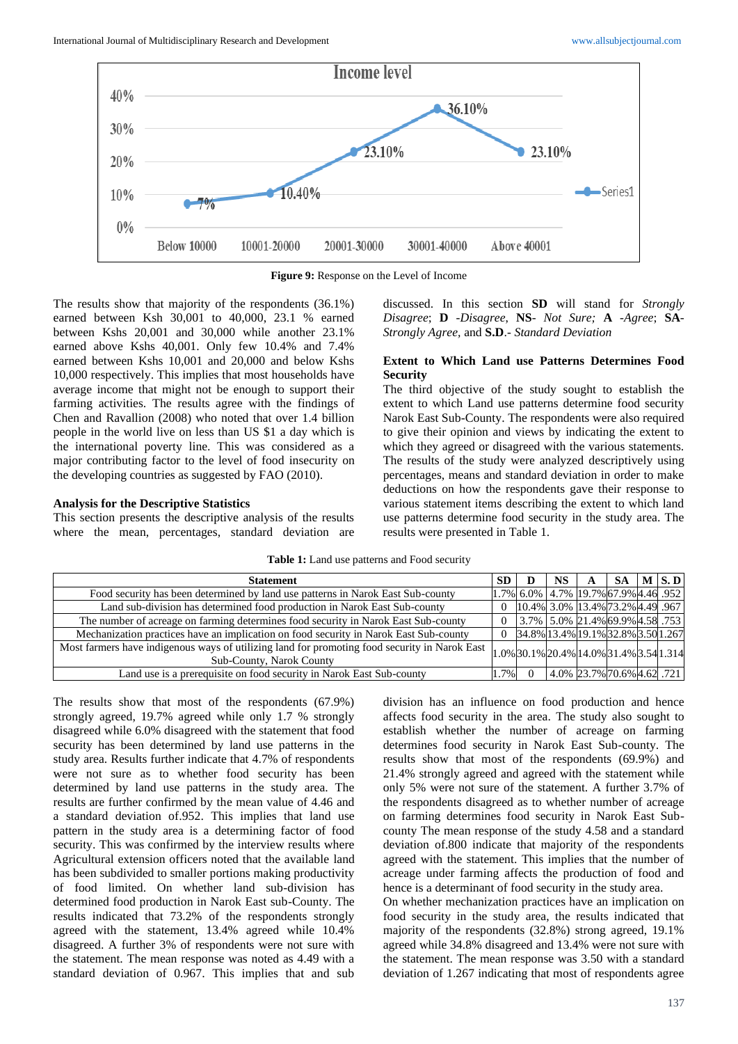**Figure 9:** Response on the Level of Income

The results show that majority of the respondents (36.1%) earned between Ksh 30,001 to 40,000, 23.1 % earned between Kshs 20,001 and 30,000 while another 23.1% earned above Kshs 40,001. Only few 10.4% and 7.4% earned between Kshs 10,001 and 20,000 and below Kshs 10,000 respectively. This implies that most households have average income that might not be enough to support their farming activities. The results agree with the findings of Chen and Ravallion (2008) who noted that over 1.4 billion people in the world live on less than US $1 a day which is the international poverty line. This was considered as a major contributing factor to the level of food insecurity on the developing countries as suggested by FAO (2010).

### Analysis for the Descriptive Statistics

This section presents the descriptive analysis of the results where the mean, percentages, standard deviation are discussed. In this section **SD** will stand for *Strongly Disagree*; **D** *-Disagree*, **NS**- *Not Sure;* **A** *-Agree*; **SA**-*Strongly Agree*, and **S.D**.- *Standard Deviation*

### Extent to Which Land use Patterns Determines Food Security

The third objective of the study sought to establish the extent to which Land use patterns determine food security Narok East Sub-County. The respondents were also required to give their opinion and views by indicating the extent to which they agreed or disagreed with the various statements. The results of the study were analyzed descriptively using percentages, means and standard deviation in order to make deductions on how the respondents gave their response to various statement items describing the extent to which land use patterns determine food security in the study area. The results were presented in Table 1.

**Table 1:** Land use patterns and Food security

| Statement | SD | D | NS | A | SA | M | S. D |
|---|---|---|---|---|---|---|---|
| Food security has been determined by land use patterns in Narok East Sub-county | 1.7% | 6.0% | 4.7% | 19.7% | 67.9% | 4.46 | .952 |
| Land sub-division has determined food production in Narok East Sub-county | 0 | 10.4% | 3.0% | 13.4% | 73.2% | 4.49 | .967 |
| The number of acreage on farming determines food security in Narok East Sub-county | 0 | 3.7% | 5.0% | 21.4% | 69.9% | 4.58 | .753 |
| Mechanization practices have an implication on food security in Narok East Sub-county | 0 | 34.8% | 13.4% | 19.1% | 32.8% | 3.50 | 1.267 |
| Most farmers have indigenous ways of utilizing land for promoting food security in Narok East Sub-County, Narok County | 1.0% | 30.1% | 20.4% | 14.0% | 31.4% | 3.54 | 1.314 |
| Land use is a prerequisite on food security in Narok East Sub-county | 1.7% | 0 | 4.0% | 23.7% | 70.6% | 4.62 | .721 |

The results show that most of the respondents (67.9%) strongly agreed, 19.7% agreed while only 1.7 % strongly disagreed while 6.0% disagreed with the statement that food security has been determined by land use patterns in the study area. Results further indicate that 4.7% of respondents were not sure as to whether food security has been determined by land use patterns in the study area. The results are further confirmed by the mean value of 4.46 and a standard deviation of.952. This implies that land use pattern in the study area is a determining factor of food security. This was confirmed by the interview results where Agricultural extension officers noted that the available land has been subdivided to smaller portions making productivity of food limited. On whether land sub-division has determined food production in Narok East sub-County. The results indicated that 73.2% of the respondents strongly agreed with the statement, 13.4% agreed while 10.4% disagreed. A further 3% of respondents were not sure with the statement. The mean response was noted as 4.49 with a standard deviation of 0.967. This implies that and sub division has an influence on food production and hence affects food security in the area. The study also sought to establish whether the number of acreage on farming determines food security in Narok East Sub-county. The results show that most of the respondents (69.9%) and 21.4% strongly agreed and agreed with the statement while only 5% were not sure of the statement. A further 3.7% of the respondents disagreed as to whether number of acreage on farming determines food security in Narok East Sub-county The mean response of the study 4.58 and a standard deviation of.800 indicate that majority of the respondents agreed with the statement. This implies that the number of acreage under farming affects the production of food and hence is a determinant of food security in the study area.

On whether mechanization practices have an implication on food security in the study area, the results indicated that majority of the respondents (32.8%) strong agreed, 19.1% agreed while 34.8% disagreed and 13.4% were not sure with the statement. The mean response was 3.50 with a standard deviation of 1.267 indicating that most of respondents agree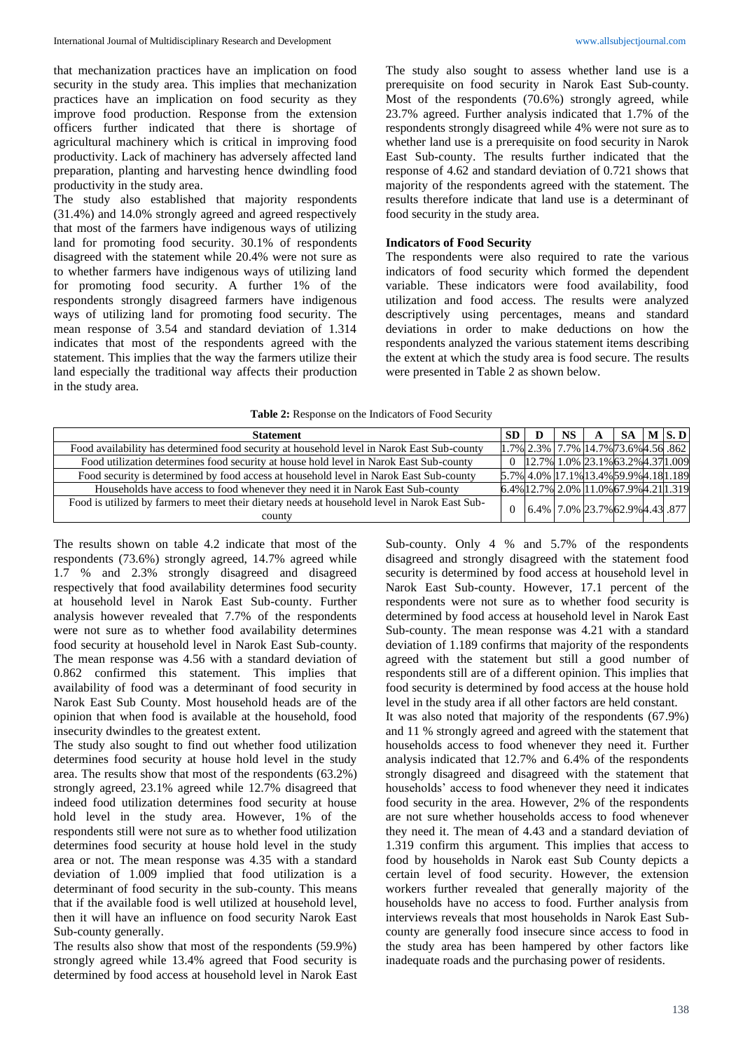that mechanization practices have an implication on food security in the study area. This implies that mechanization practices have an implication on food security as they improve food production. Response from the extension officers further indicated that there is shortage of agricultural machinery which is critical in improving food productivity. Lack of machinery has adversely affected land preparation, planting and harvesting hence dwindling food productivity in the study area.

The study also established that majority respondents (31.4%) and 14.0% strongly agreed and agreed respectively that most of the farmers have indigenous ways of utilizing land for promoting food security. 30.1% of respondents disagreed with the statement while 20.4% were not sure as to whether farmers have indigenous ways of utilizing land for promoting food security. A further 1% of the respondents strongly disagreed farmers have indigenous ways of utilizing land for promoting food security. The mean response of 3.54 and standard deviation of 1.314 indicates that most of the respondents agreed with the statement. This implies that the way the farmers utilize their land especially the traditional way affects their production in the study area.

The study also sought to assess whether land use is a prerequisite on food security in Narok East Sub-county. Most of the respondents (70.6%) strongly agreed, while 23.7% agreed. Further analysis indicated that 1.7% of the respondents strongly disagreed while 4% were not sure as to whether land use is a prerequisite on food security in Narok East Sub-county. The results further indicated that the response of 4.62 and standard deviation of 0.721 shows that majority of the respondents agreed with the statement. The results therefore indicate that land use is a determinant of food security in the study area.

### Indicators of Food Security

The respondents were also required to rate the various indicators of food security which formed the dependent variable. These indicators were food availability, food utilization and food access. The results were analyzed descriptively using percentages, means and standard deviations in order to make deductions on how the respondents analyzed the various statement items describing the extent at which the study area is food secure. The results were presented in Table 2 as shown below.

**Table 2:** Response on the Indicators of Food Security

| Statement | SD | D | NS | A | SA | M | S. D |
|---|---|---|---|---|---|---|---|
| Food availability has determined food security at household level in Narok East Sub-county | 1.7% | 2.3% | 7.7% | 14.7% | 73.6% | 4.56 | .862 |
| Food utilization determines food security at house hold level in Narok East Sub-county | 0 | 12.7% | 1.0% | 23.1% | 63.2% | 4.37 | 1.009 |
| Food security is determined by food access at household level in Narok East Sub-county | 5.7% | 4.0% | 17.1% | 13.4% | 59.9% | 4.18 | 1.189 |
| Households have access to food whenever they need it in Narok East Sub-county | 6.4% | 12.7% | 2.0% | 11.0% | 67.9% | 4.21 | 1.319 |
| Food is utilized by farmers to meet their dietary needs at household level in Narok East Sub-county | 0 | 6.4% | 7.0% | 23.7% | 62.9% | 4.43 | .877 |

The results shown on table 4.2 indicate that most of the respondents (73.6%) strongly agreed, 14.7% agreed while 1.7 % and 2.3% strongly disagreed and disagreed respectively that food availability determines food security at household level in Narok East Sub-county. Further analysis however revealed that 7.7% of the respondents were not sure as to whether food availability determines food security at household level in Narok East Sub-county. The mean response was 4.56 with a standard deviation of 0.862 confirmed this statement. This implies that availability of food was a determinant of food security in Narok East Sub County. Most household heads are of the opinion that when food is available at the household, food insecurity dwindles to the greatest extent.

The study also sought to find out whether food utilization determines food security at house hold level in the study area. The results show that most of the respondents (63.2%) strongly agreed, 23.1% agreed while 12.7% disagreed that indeed food utilization determines food security at house hold level in the study area. However, 1% of the respondents still were not sure as to whether food utilization determines food security at house hold level in the study area or not. The mean response was 4.35 with a standard deviation of 1.009 implied that food utilization is a determinant of food security in the sub-county. This means that if the available food is well utilized at household level, then it will have an influence on food security Narok East Sub-county generally.

The results also show that most of the respondents (59.9%) strongly agreed while 13.4% agreed that Food security is determined by food access at household level in Narok East Sub-county. Only 4 % and 5.7% of the respondents disagreed and strongly disagreed with the statement food security is determined by food access at household level in Narok East Sub-county. However, 17.1 percent of the respondents were not sure as to whether food security is determined by food access at household level in Narok East Sub-county. The mean response was 4.21 with a standard deviation of 1.189 confirms that majority of the respondents agreed with the statement but still a good number of respondents still are of a different opinion. This implies that food security is determined by food access at the house hold level in the study area if all other factors are held constant.

It was also noted that majority of the respondents (67.9%) and 11 % strongly agreed and agreed with the statement that households access to food whenever they need it. Further analysis indicated that 12.7% and 6.4% of the respondents strongly disagreed and disagreed with the statement that households' access to food whenever they need it indicates food security in the area. However, 2% of the respondents are not sure whether households access to food whenever they need it. The mean of 4.43 and a standard deviation of 1.319 confirm this argument. This implies that access to food by households in Narok east Sub County depicts a certain level of food security. However, the extension workers further revealed that generally majority of the households have no access to food. Further analysis from interviews reveals that most households in Narok East Sub-county are generally food insecure since access to food in the study area has been hampered by other factors like inadequate roads and the purchasing power of residents.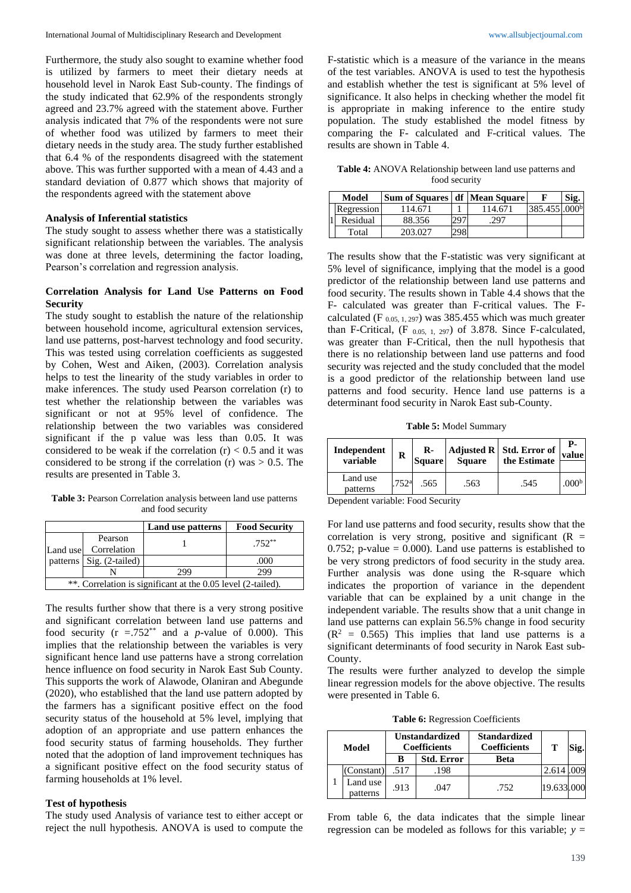Furthermore, the study also sought to examine whether food is utilized by farmers to meet their dietary needs at household level in Narok East Sub-county. The findings of the study indicated that 62.9% of the respondents strongly agreed and 23.7% agreed with the statement above. Further analysis indicated that 7% of the respondents were not sure of whether food was utilized by farmers to meet their dietary needs in the study area. The study further established that 6.4 % of the respondents disagreed with the statement above. This was further supported with a mean of 4.43 and a standard deviation of 0.877 which shows that majority of the respondents agreed with the statement above

**Analysis of Inferential statistics**

The study sought to assess whether there was a statistically significant relationship between the variables. The analysis was done at three levels, determining the factor loading, Pearson's correlation and regression analysis.

**Correlation Analysis for Land Use Patterns on Food Security**

The study sought to establish the nature of the relationship between household income, agricultural extension services, land use patterns, post-harvest technology and food security. This was tested using correlation coefficients as suggested by Cohen, West and Aiken, (2003). Correlation analysis helps to test the linearity of the study variables in order to make inferences. The study used Pearson correlation (r) to test whether the relationship between the variables was significant or not at 95% level of confidence. The relationship between the two variables was considered significant if the p value was less than 0.05. It was considered to be weak if the correlation (r) < 0.5 and it was considered to be strong if the correlation (r) was > 0.5. The results are presented in Table 3.

**Table 3:** Pearson Correlation analysis between land use patterns and food security

| | | Land use patterns | Food Security |
|---|---|---|---|
| Land use patterns | Pearson Correlation | 1 | .752** |
| | Sig. (2-tailed) | | .000 |
| | N | 299 | 299 |
| **. Correlation is significant at the 0.05 level (2-tailed). | | | |

The results further show that there is a very strong positive and significant correlation between land use patterns and food security (r =.752** and a *p*-value of 0.000). This implies that the relationship between the variables is very significant hence land use patterns have a strong correlation hence influence on food security in Narok East Sub County. This supports the work of Alawode, Olaniran and Abegunde (2020), who established that the land use pattern adopted by the farmers has a significant positive effect on the food security status of the household at 5% level, implying that adoption of an appropriate and use pattern enhances the food security status of farming households. They further noted that the adoption of land improvement techniques has a significant positive effect on the food security status of farming households at 1% level.

**Test of hypothesis**

The study used Analysis of variance test to either accept or reject the null hypothesis. ANOVA is used to compute the F-statistic which is a measure of the variance in the means of the test variables. ANOVA is used to test the hypothesis and establish whether the test is significant at 5% level of significance. It also helps in checking whether the model fit is appropriate in making inference to the entire study population. The study established the model fitness by comparing the F- calculated and F-critical values. The results are shown in Table 4.

**Table 4:** ANOVA Relationship between land use patterns and food security

| Model | | Sum of Squares | df | Mean Square | F | Sig. |
|---|---|---|---|---|---|---|
| 1 | Regression | 114.671 | 1 | 114.671 | 385.455 | .000b |
| | Residual | 88.356 | 297 | .297 | | |
| | Total | 203.027 | 298 | | | |

The results show that the F-statistic was very significant at 5% level of significance, implying that the model is a good predictor of the relationship between land use patterns and food security. The results shown in Table 4.4 shows that the F- calculated was greater than F-critical values. The F-calculated ($F_{0.05,1,297}$) was 385.455 which was much greater than F-Critical, ($F_{0.05,1,297}$) of 3.878. Since F-calculated, was greater than F-Critical, then the null hypothesis that there is no relationship between land use patterns and food security was rejected and the study concluded that the model is a good predictor of the relationship between land use patterns and food security. Hence land use patterns is a determinant food security in Narok East sub-County.

**Table 5:** Model Summary

| Independent variable | R | R-Square | Adjusted R Square | Std. Error of the Estimate | P-value |
|---|---|---|---|---|---|
| Land use patterns | .752a | .565 | .563 | .545 | .000b |

Dependent variable: Food Security

For land use patterns and food security, results show that the correlation is very strong, positive and significant (R = 0.752; p-value = 0.000). Land use patterns is established to be very strong predictors of food security in the study area. Further analysis was done using the R-square which indicates the proportion of variance in the dependent variable that can be explained by a unit change in the independent variable. The results show that a unit change in land use patterns can explain 56.5% change in food security ($R^2$ = 0.565) This implies that land use patterns is a significant determinants of food security in Narok East sub-County.

The results were further analyzed to develop the simple linear regression models for the above objective. The results were presented in Table 6.

**Table 6:** Regression Coefficients

| Model | | Unstandardized Coefficients | | Standardized Coefficients | T | Sig. |
|---|---|---|---|---|---|---|
| | | B | Std. Error | Beta | | |
| 1 | (Constant) | .517 | .198 | | 2.614 | .009 |
| | Land use patterns | .913 | .047 | .752 | 19.633 | .000 |

From table 6, the data indicates that the simple linear regression can be modeled as follows for this variable; *y* =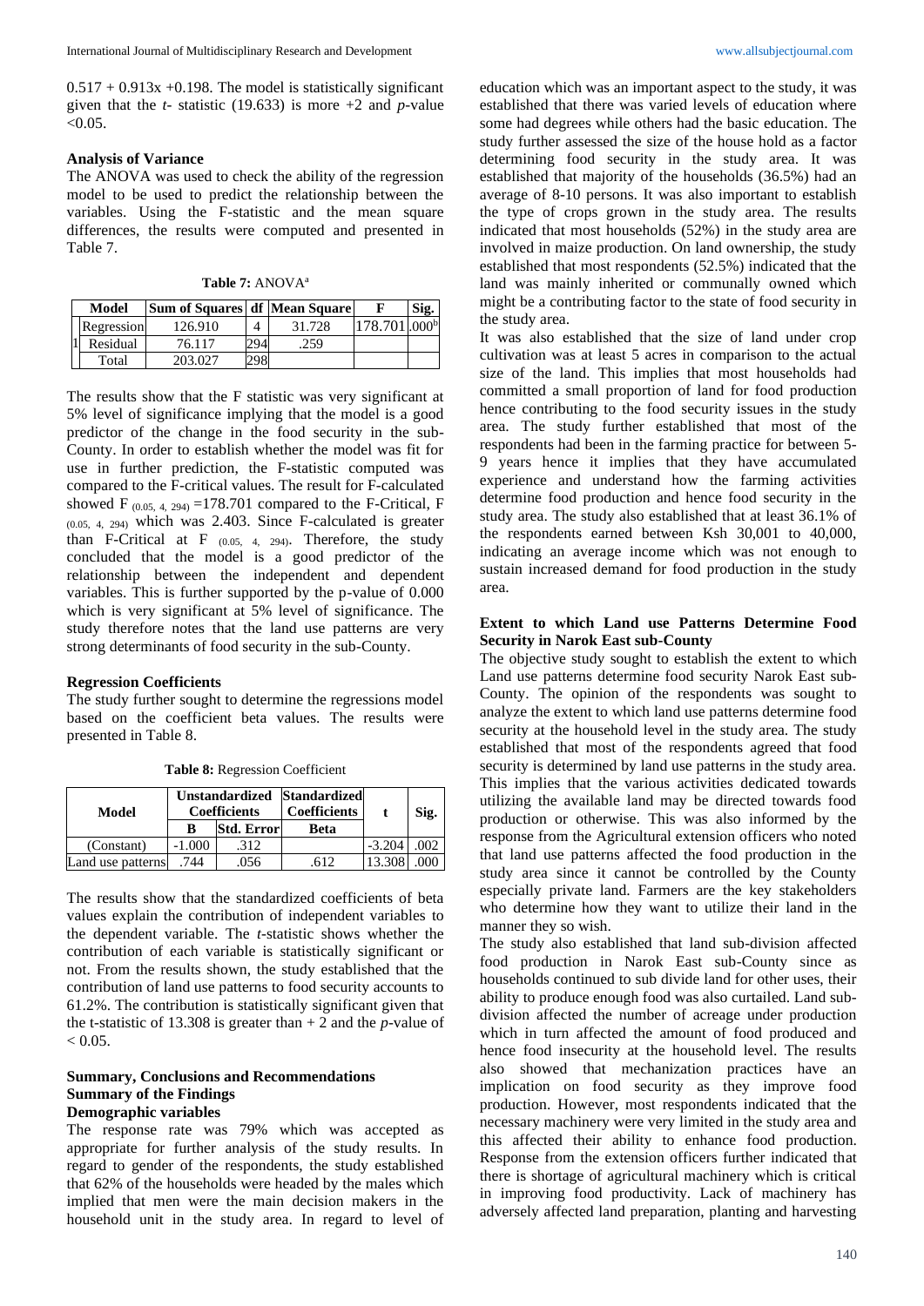0.517 + 0.913x +0.198. The model is statistically significant given that the *t*- statistic (19.633) is more +2 and *p*-value <0.05.

**Analysis of Variance**

The ANOVA was used to check the ability of the regression model to be used to predict the relationship between the variables. Using the F-statistic and the mean square differences, the results were computed and presented in Table 7.

**Table 7:** ANOVA[a]

| | Model | Sum of Squares | df | Mean Square | F | Sig. |
|---|---|---|---|---|---|---|
| 1 | Regression | 126.910 | 4 | 31.728 | 178.701 | .000[b] |
| | Residual | 76.117 | 294 | .259 | | |
| | Total | 203.027 | 298 | | | |

The results show that the F statistic was very significant at 5% level of significance implying that the model is a good predictor of the change in the food security in the sub-County. In order to establish whether the model was fit for use in further prediction, the F-statistic computed was compared to the F-critical values. The result for F-calculated showed $F_{(0.05,\ 4,\ 294)}$ =178.701 compared to the F-Critical, $F_{(0.05,\ 4,\ 294)}$ which was 2.403. Since F-calculated is greater than F-Critical at $F_{(0.05,\ 4,\ 294)}$. Therefore, the study concluded that the model is a good predictor of the relationship between the independent and dependent variables. This is further supported by the p-value of 0.000 which is very significant at 5% level of significance. The study therefore notes that the land use patterns are very strong determinants of food security in the sub-County.

**Regression Coefficients**

The study further sought to determine the regressions model based on the coefficient beta values. The results were presented in Table 8.

**Table 8:** Regression Coefficient

| Model | Unstandardized Coefficients | | Standardized Coefficients | t | Sig. |
|---|---|---|---|---|---|
| | B | Std. Error | Beta | | |
| (Constant) | -1.000 | .312 | | -3.204 | .002 |
| Land use patterns | .744 | .056 | .612 | 13.308 | .000 |

The results show that the standardized coefficients of beta values explain the contribution of independent variables to the dependent variable. The *t*-statistic shows whether the contribution of each variable is statistically significant or not. From the results shown, the study established that the contribution of land use patterns to food security accounts to 61.2%. The contribution is statistically significant given that the t-statistic of 13.308 is greater than + 2 and the *p*-value of < 0.05.

## Summary, Conclusions and Recommendations

### Summary of the Findings

#### Demographic variables

The response rate was 79% which was accepted as appropriate for further analysis of the study results. In regard to gender of the respondents, the study established that 62% of the households were headed by the males which implied that men were the main decision makers in the household unit in the study area. In regard to level of education which was an important aspect to the study, it was established that there was varied levels of education where some had degrees while others had the basic education. The study further assessed the size of the house hold as a factor determining food security in the study area. It was established that majority of the households (36.5%) had an average of 8-10 persons. It was also important to establish the type of crops grown in the study area. The results indicated that most households (52%) in the study area are involved in maize production. On land ownership, the study established that most respondents (52.5%) indicated that the land was mainly inherited or communally owned which might be a contributing factor to the state of food security in the study area.

It was also established that the size of land under crop cultivation was at least 5 acres in comparison to the actual size of the land. This implies that most households had committed a small proportion of land for food production hence contributing to the food security issues in the study area. The study further established that most of the respondents had been in the farming practice for between 5-9 years hence it implies that they have accumulated experience and understand how the farming activities determine food production and hence food security in the study area. The study also established that at least 36.1% of the respondents earned between Ksh 30,001 to 40,000, indicating an average income which was not enough to sustain increased demand for food production in the study area.

#### Extent to which Land use Patterns Determine Food Security in Narok East sub-County

The objective study sought to establish the extent to which Land use patterns determine food security Narok East sub-County. The opinion of the respondents was sought to analyze the extent to which land use patterns determine food security at the household level in the study area. The study established that most of the respondents agreed that food security is determined by land use patterns in the study area. This implies that the various activities dedicated towards utilizing the available land may be directed towards food production or otherwise. This was also informed by the response from the Agricultural extension officers who noted that land use patterns affected the food production in the study area since it cannot be controlled by the County especially private land. Farmers are the key stakeholders who determine how they want to utilize their land in the manner they so wish.

The study also established that land sub-division affected food production in Narok East sub-County since as households continued to sub divide land for other uses, their ability to produce enough food was also curtailed. Land sub-division affected the number of acreage under production which in turn affected the amount of food produced and hence food insecurity at the household level. The results also showed that mechanization practices have an implication on food security as they improve food production. However, most respondents indicated that the necessary machinery were very limited in the study area and this affected their ability to enhance food production. Response from the extension officers further indicated that there is shortage of agricultural machinery which is critical in improving food productivity. Lack of machinery has adversely affected land preparation, planting and harvesting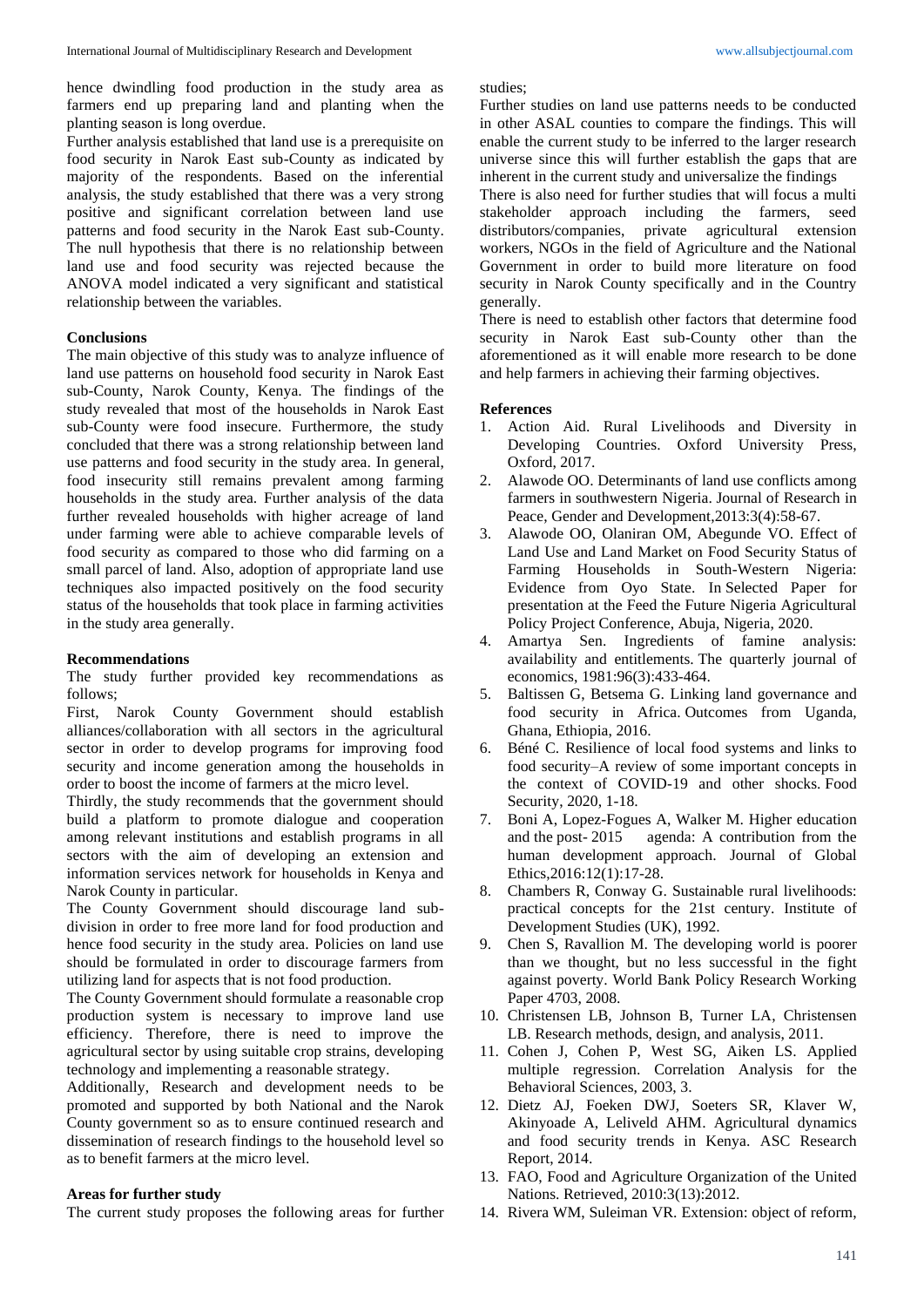hence dwindling food production in the study area as farmers end up preparing land and planting when the planting season is long overdue.

Further analysis established that land use is a prerequisite on food security in Narok East sub-County as indicated by majority of the respondents. Based on the inferential analysis, the study established that there was a very strong positive and significant correlation between land use patterns and food security in the Narok East sub-County. The null hypothesis that there is no relationship between land use and food security was rejected because the ANOVA model indicated a very significant and statistical relationship between the variables.

**Conclusions**

The main objective of this study was to analyze influence of land use patterns on household food security in Narok East sub-County, Narok County, Kenya. The findings of the study revealed that most of the households in Narok East sub-County were food insecure. Furthermore, the study concluded that there was a strong relationship between land use patterns and food security in the study area. In general, food insecurity still remains prevalent among farming households in the study area. Further analysis of the data further revealed households with higher acreage of land under farming were able to achieve comparable levels of food security as compared to those who did farming on a small parcel of land. Also, adoption of appropriate land use techniques also impacted positively on the food security status of the households that took place in farming activities in the study area generally.

**Recommendations**

The study further provided key recommendations as follows;

First, Narok County Government should establish alliances/collaboration with all sectors in the agricultural sector in order to develop programs for improving food security and income generation among the households in order to boost the income of farmers at the micro level.

Thirdly, the study recommends that the government should build a platform to promote dialogue and cooperation among relevant institutions and establish programs in all sectors with the aim of developing an extension and information services network for households in Kenya and Narok County in particular.

The County Government should discourage land sub-division in order to free more land for food production and hence food security in the study area. Policies on land use should be formulated in order to discourage farmers from utilizing land for aspects that is not food production.

The County Government should formulate a reasonable crop production system is necessary to improve land use efficiency. Therefore, there is need to improve the agricultural sector by using suitable crop strains, developing technology and implementing a reasonable strategy.

Additionally, Research and development needs to be promoted and supported by both National and the Narok County government so as to ensure continued research and dissemination of research findings to the household level so as to benefit farmers at the micro level.

**Areas for further study**

The current study proposes the following areas for further studies;

Further studies on land use patterns needs to be conducted in other ASAL counties to compare the findings. This will enable the current study to be inferred to the larger research universe since this will further establish the gaps that are inherent in the current study and universalize the findings

There is also need for further studies that will focus a multi stakeholder approach including the farmers, seed distributors/companies, private agricultural extension workers, NGOs in the field of Agriculture and the National Government in order to build more literature on food security in Narok County specifically and in the Country generally.

There is need to establish other factors that determine food security in Narok East sub-County other than the aforementioned as it will enable more research to be done and help farmers in achieving their farming objectives.

**References**

1. Action Aid. Rural Livelihoods and Diversity in Developing Countries. Oxford University Press, Oxford, 2017.
2. Alawode OO. Determinants of land use conflicts among farmers in southwestern Nigeria. Journal of Research in Peace, Gender and Development,2013:3(4):58-67.
3. Alawode OO, Olaniran OM, Abegunde VO. Effect of Land Use and Land Market on Food Security Status of Farming Households in South-Western Nigeria: Evidence from Oyo State. In Selected Paper for presentation at the Feed the Future Nigeria Agricultural Policy Project Conference, Abuja, Nigeria, 2020.
4. Amartya Sen. Ingredients of famine analysis: availability and entitlements. The quarterly journal of economics, 1981:96(3):433-464.
5. Baltissen G, Betsema G. Linking land governance and food security in Africa. Outcomes from Uganda, Ghana, Ethiopia, 2016.
6. Béné C. Resilience of local food systems and links to food security–A review of some important concepts in the context of COVID-19 and other shocks. Food Security, 2020, 1-18.
7. Boni A, Lopez-Fogues A, Walker M. Higher education and the post- 2015 agenda: A contribution from the human development approach. Journal of Global Ethics,2016:12(1):17-28.
8. Chambers R, Conway G. Sustainable rural livelihoods: practical concepts for the 21st century. Institute of Development Studies (UK), 1992.
9. Chen S, Ravallion M. The developing world is poorer than we thought, but no less successful in the fight against poverty. World Bank Policy Research Working Paper 4703, 2008.
10. Christensen LB, Johnson B, Turner LA, Christensen LB. Research methods, design, and analysis, 2011.
11. Cohen J, Cohen P, West SG, Aiken LS. Applied multiple regression. Correlation Analysis for the Behavioral Sciences, 2003, 3.
12. Dietz AJ, Foeken DWJ, Soeters SR, Klaver W, Akinyoade A, Leliveld AHM. Agricultural dynamics and food security trends in Kenya. ASC Research Report, 2014.
13. FAO, Food and Agriculture Organization of the United Nations. Retrieved, 2010:3(13):2012.
14. Rivera WM, Suleiman VR. Extension: object of reform,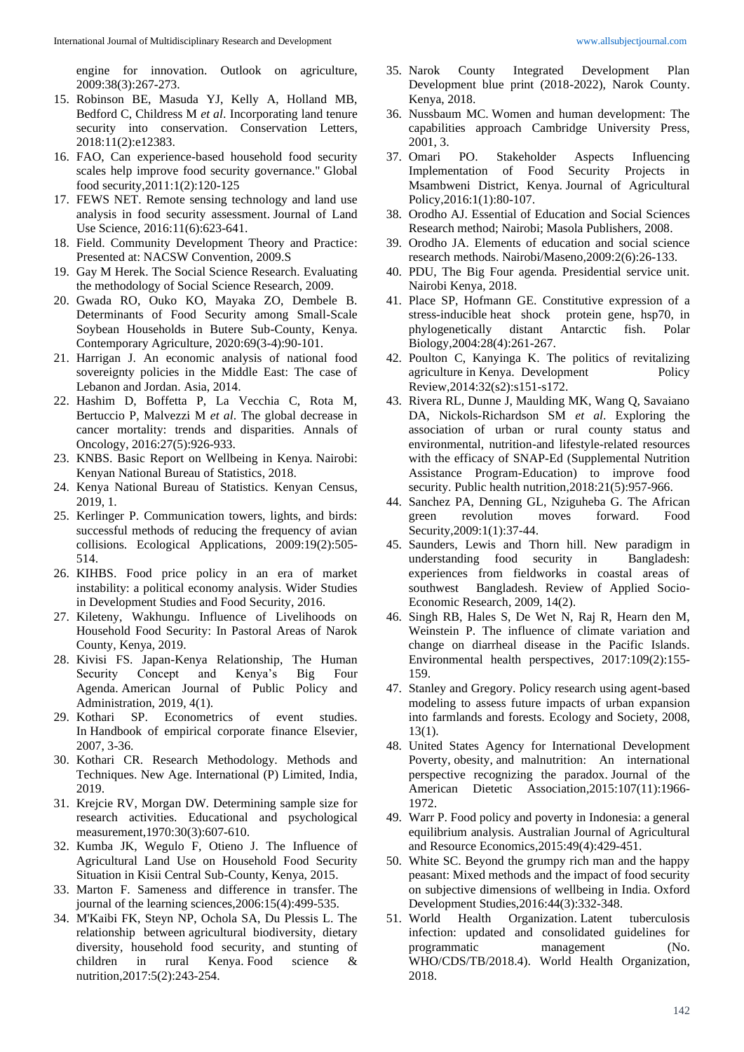engine for innovation. Outlook on agriculture, 2009:38(3):267-273.

15. Robinson BE, Masuda YJ, Kelly A, Holland MB, Bedford C, Childress M *et al*. Incorporating land tenure security into conservation. Conservation Letters, 2018:11(2):e12383.
16. FAO, Can experience-based household food security scales help improve food security governance." Global food security,2011:1(2):120-125
17. FEWS NET. Remote sensing technology and land use analysis in food security assessment. Journal of Land Use Science, 2016:11(6):623-641.
18. Field. Community Development Theory and Practice: Presented at: NACSW Convention, 2009.S
19. Gay M Herek. The Social Science Research. Evaluating the methodology of Social Science Research, 2009.
20. Gwada RO, Ouko KO, Mayaka ZO, Dembele B. Determinants of Food Security among Small-Scale Soybean Households in Butere Sub-County, Kenya. Contemporary Agriculture, 2020:69(3-4):90-101.
21. Harrigan J. An economic analysis of national food sovereignty policies in the Middle East: The case of Lebanon and Jordan. Asia, 2014.
22. Hashim D, Boffetta P, La Vecchia C, Rota M, Bertuccio P, Malvezzi M *et al*. The global decrease in cancer mortality: trends and disparities. Annals of Oncology, 2016:27(5):926-933.
23. KNBS. Basic Report on Wellbeing in Kenya. Nairobi: Kenyan National Bureau of Statistics, 2018.
24. Kenya National Bureau of Statistics. Kenyan Census, 2019, 1.
25. Kerlinger P. Communication towers, lights, and birds: successful methods of reducing the frequency of avian collisions. Ecological Applications, 2009:19(2):505-514.
26. KIHBS. Food price policy in an era of market instability: a political economy analysis. Wider Studies in Development Studies and Food Security, 2016.
27. Kileteny, Wakhungu. Influence of Livelihoods on Household Food Security: In Pastoral Areas of Narok County, Kenya, 2019.
28. Kivisi FS. Japan-Kenya Relationship, The Human Security Concept and Kenya's Big Four Agenda. American Journal of Public Policy and Administration, 2019, 4(1).
29. Kothari SP. Econometrics of event studies. In Handbook of empirical corporate finance Elsevier, 2007, 3-36.
30. Kothari CR. Research Methodology. Methods and Techniques. New Age. International (P) Limited, India, 2019.
31. Krejcie RV, Morgan DW. Determining sample size for research activities. Educational and psychological measurement,1970:30(3):607-610.
32. Kumba JK, Wegulo F, Otieno J. The Influence of Agricultural Land Use on Household Food Security Situation in Kisii Central Sub-County, Kenya, 2015.
33. Marton F. Sameness and difference in transfer. The journal of the learning sciences,2006:15(4):499-535.
34. M'Kaibi FK, Steyn NP, Ochola SA, Du Plessis L. The relationship between agricultural biodiversity, dietary diversity, household food security, and stunting of children in rural Kenya. Food science & nutrition,2017:5(2):243-254.
35. Narok County Integrated Development Plan Development blue print (2018-2022), Narok County. Kenya, 2018.
36. Nussbaum MC. Women and human development: The capabilities approach Cambridge University Press, 2001, 3.
37. Omari PO. Stakeholder Aspects Influencing Implementation of Food Security Projects in Msambweni District, Kenya. Journal of Agricultural Policy,2016:1(1):80-107.
38. Orodho AJ. Essential of Education and Social Sciences Research method; Nairobi; Masola Publishers, 2008.
39. Orodho JA. Elements of education and social science research methods. Nairobi/Maseno,2009:2(6):26-133.
40. PDU, The Big Four agenda. Presidential service unit. Nairobi Kenya, 2018.
41. Place SP, Hofmann GE. Constitutive expression of a stress-inducible heat shock protein gene, hsp70, in phylogenetically distant Antarctic fish. Polar Biology,2004:28(4):261-267.
42. Poulton C, Kanyinga K. The politics of revitalizing agriculture in Kenya. Development Policy Review,2014:32(s2):s151-s172.
43. Rivera RL, Dunne J, Maulding MK, Wang Q, Savaiano DA, Nickols-Richardson SM *et al*. Exploring the association of urban or rural county status and environmental, nutrition-and lifestyle-related resources with the efficacy of SNAP-Ed (Supplemental Nutrition Assistance Program-Education) to improve food security. Public health nutrition,2018:21(5):957-966.
44. Sanchez PA, Denning GL, Nziguheba G. The African green revolution moves forward. Food Security,2009:1(1):37-44.
45. Saunders, Lewis and Thorn hill. New paradigm in understanding food security in Bangladesh: experiences from fieldworks in coastal areas of southwest Bangladesh. Review of Applied Socio-Economic Research, 2009, 14(2).
46. Singh RB, Hales S, De Wet N, Raj R, Hearn den M, Weinstein P. The influence of climate variation and change on diarrheal disease in the Pacific Islands. Environmental health perspectives, 2017:109(2):155-159.
47. Stanley and Gregory. Policy research using agent-based modeling to assess future impacts of urban expansion into farmlands and forests. Ecology and Society, 2008, 13(1).
48. United States Agency for International Development Poverty, obesity, and malnutrition: An international perspective recognizing the paradox. Journal of the American Dietetic Association,2015:107(11):1966-1972.
49. Warr P. Food policy and poverty in Indonesia: a general equilibrium analysis. Australian Journal of Agricultural and Resource Economics,2015:49(4):429-451.
50. White SC. Beyond the grumpy rich man and the happy peasant: Mixed methods and the impact of food security on subjective dimensions of wellbeing in India. Oxford Development Studies,2016:44(3):332-348.
51. World Health Organization. Latent tuberculosis infection: updated and consolidated guidelines for programmatic management (No. WHO/CDS/TB/2018.4). World Health Organization, 2018.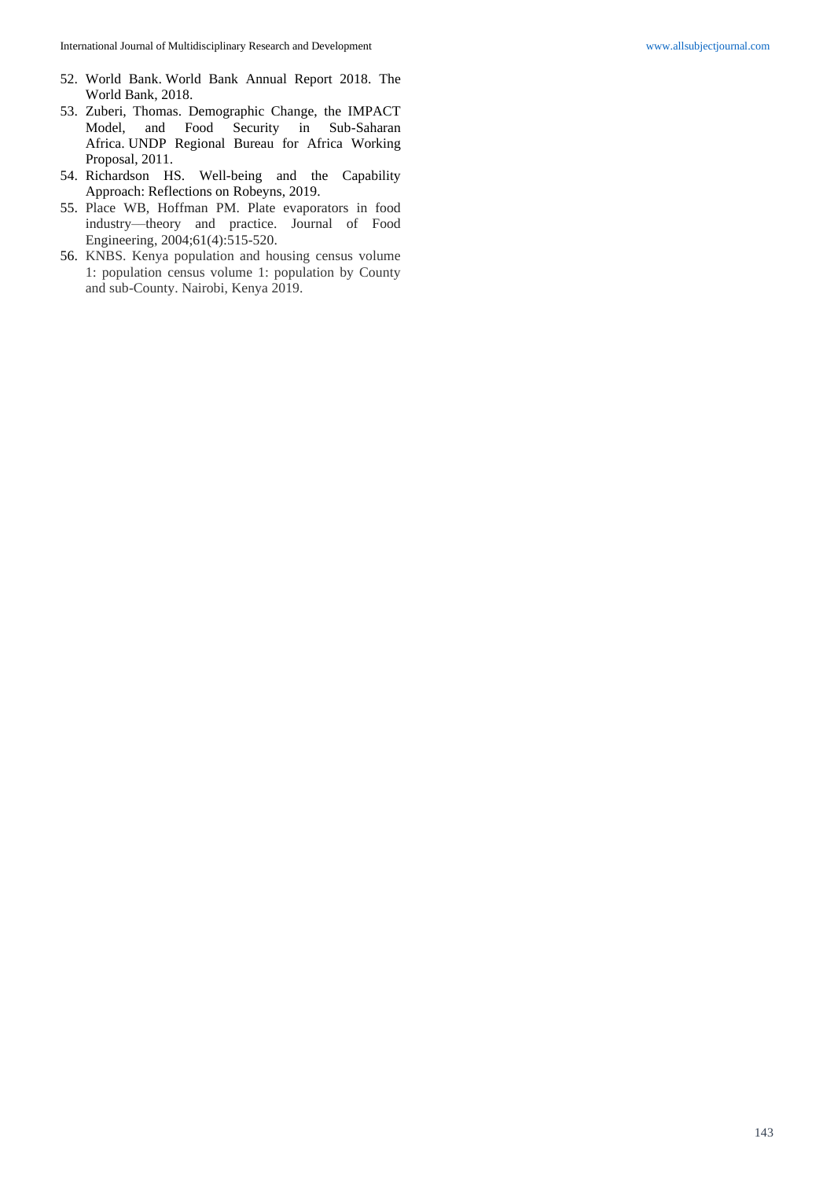52. World Bank. World Bank Annual Report 2018. The World Bank, 2018.
53. Zuberi, Thomas. Demographic Change, the IMPACT Model, and Food Security in Sub-Saharan Africa. UNDP Regional Bureau for Africa Working Proposal, 2011.
54. Richardson HS. Well-being and the Capability Approach: Reflections on Robeyns, 2019.
55. Place WB, Hoffman PM. Plate evaporators in food industry—theory and practice. Journal of Food Engineering, 2004;61(4):515-520.
56. KNBS. Kenya population and housing census volume 1: population census volume 1: population by County and sub-County. Nairobi, Kenya 2019.